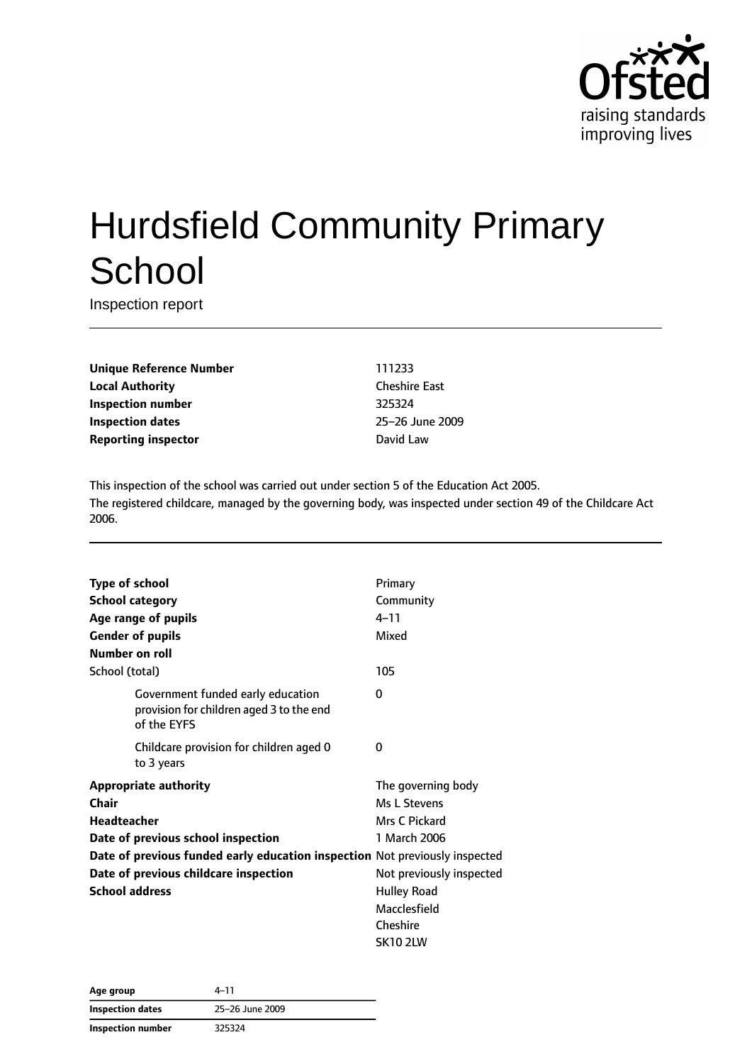# Hurdsfield Community Primary School

Inspection report

| | |
|---|---|
| **Unique Reference Number** | 111233 |
| **Local Authority** | Cheshire East |
| **Inspection number** | 325324 |
| **Inspection dates** | 25–26 June 2009 |
| **Reporting inspector** | David Law |

This inspection of the school was carried out under section 5 of the Education Act 2005.
The registered childcare, managed by the governing body, was inspected under section 49 of the Childcare Act 2006.

| | |
|---|---|
| **Type of school** | Primary |
| **School category** | Community |
| **Age range of pupils** | 4–11 |
| **Gender of pupils** | Mixed |
| **Number on roll** | |
| School (total) | 105 |
| Government funded early education provision for children aged 3 to the end of the EYFS | 0 |
| Childcare provision for children aged 0 to 3 years | 0 |
| **Appropriate authority** | The governing body |
| **Chair** | Ms L Stevens |
| **Headteacher** | Mrs C Pickard |
| **Date of previous school inspection** | 1 March 2006 |
| **Date of previous funded early education inspection** | Not previously inspected |
| **Date of previous childcare inspection** | Not previously inspected |
| **School address** | Hulley Road<br>Macclesfield<br>Cheshire<br>SK10 2LW |

| | |
|---|---|
| **Age group** | 4–11 |
| **Inspection dates** | 25–26 June 2009 |
| **Inspection number** | 325324 |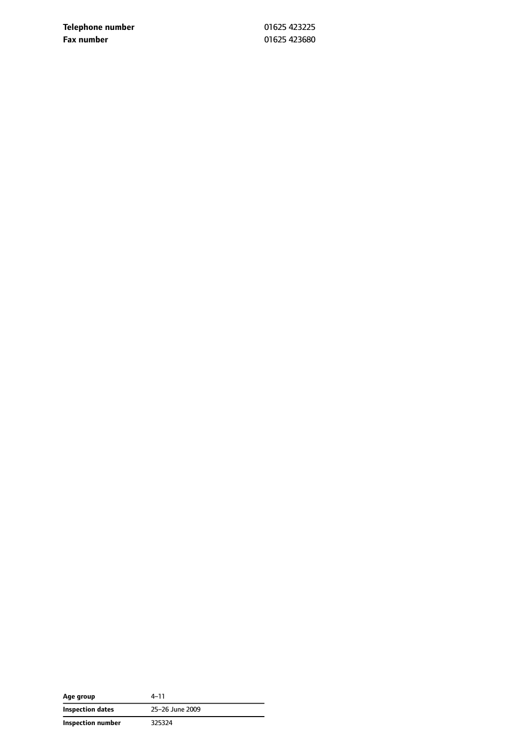| | |
|---|---|
| **Telephone number** | 01625 423225 |
| **Fax number** | 01625 423680 |

| | |
|---|---|
| **Age group** | 4–11 |
| **Inspection dates** | 25–26 June 2009 |
| **Inspection number** | 325324 |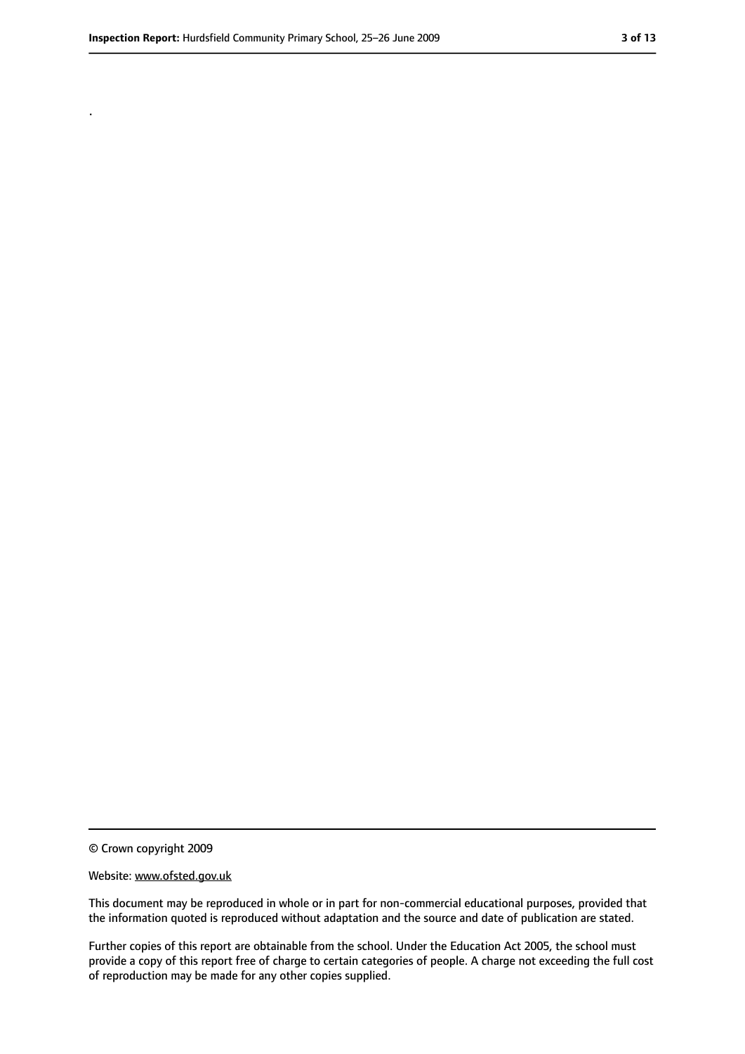.

---

© Crown copyright 2009

Website: www.ofsted.gov.uk

This document may be reproduced in whole or in part for non-commercial educational purposes, provided that the information quoted is reproduced without adaptation and the source and date of publication are stated.

Further copies of this report are obtainable from the school. Under the Education Act 2005, the school must provide a copy of this report free of charge to certain categories of people. A charge not exceeding the full cost of reproduction may be made for any other copies supplied.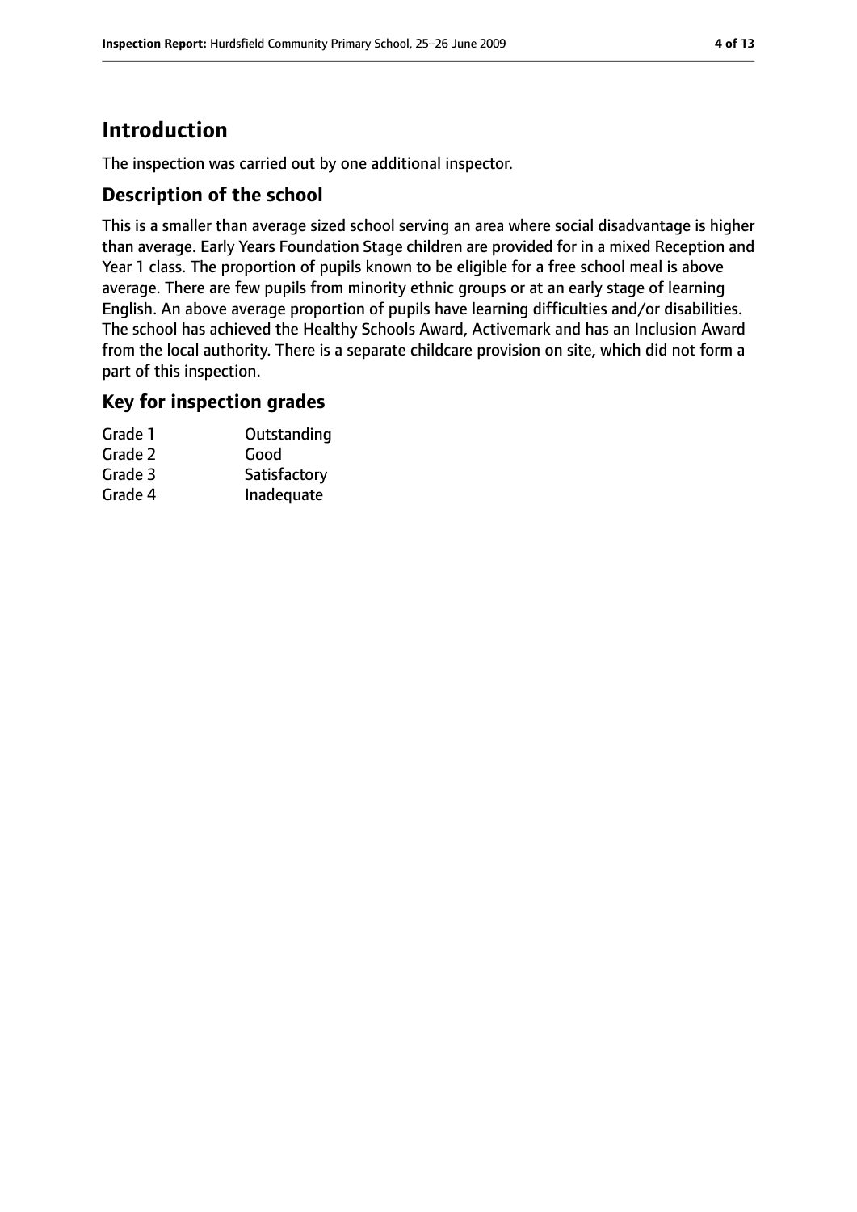# Introduction

The inspection was carried out by one additional inspector.

## Description of the school

This is a smaller than average sized school serving an area where social disadvantage is higher than average. Early Years Foundation Stage children are provided for in a mixed Reception and Year 1 class. The proportion of pupils known to be eligible for a free school meal is above average. There are few pupils from minority ethnic groups or at an early stage of learning English. An above average proportion of pupils have learning difficulties and/or disabilities. The school has achieved the Healthy Schools Award, Activemark and has an Inclusion Award from the local authority. There is a separate childcare provision on site, which did not form a part of this inspection.

## Key for inspection grades

| | |
|---|---|
| Grade 1 | Outstanding |
| Grade 2 | Good |
| Grade 3 | Satisfactory |
| Grade 4 | Inadequate |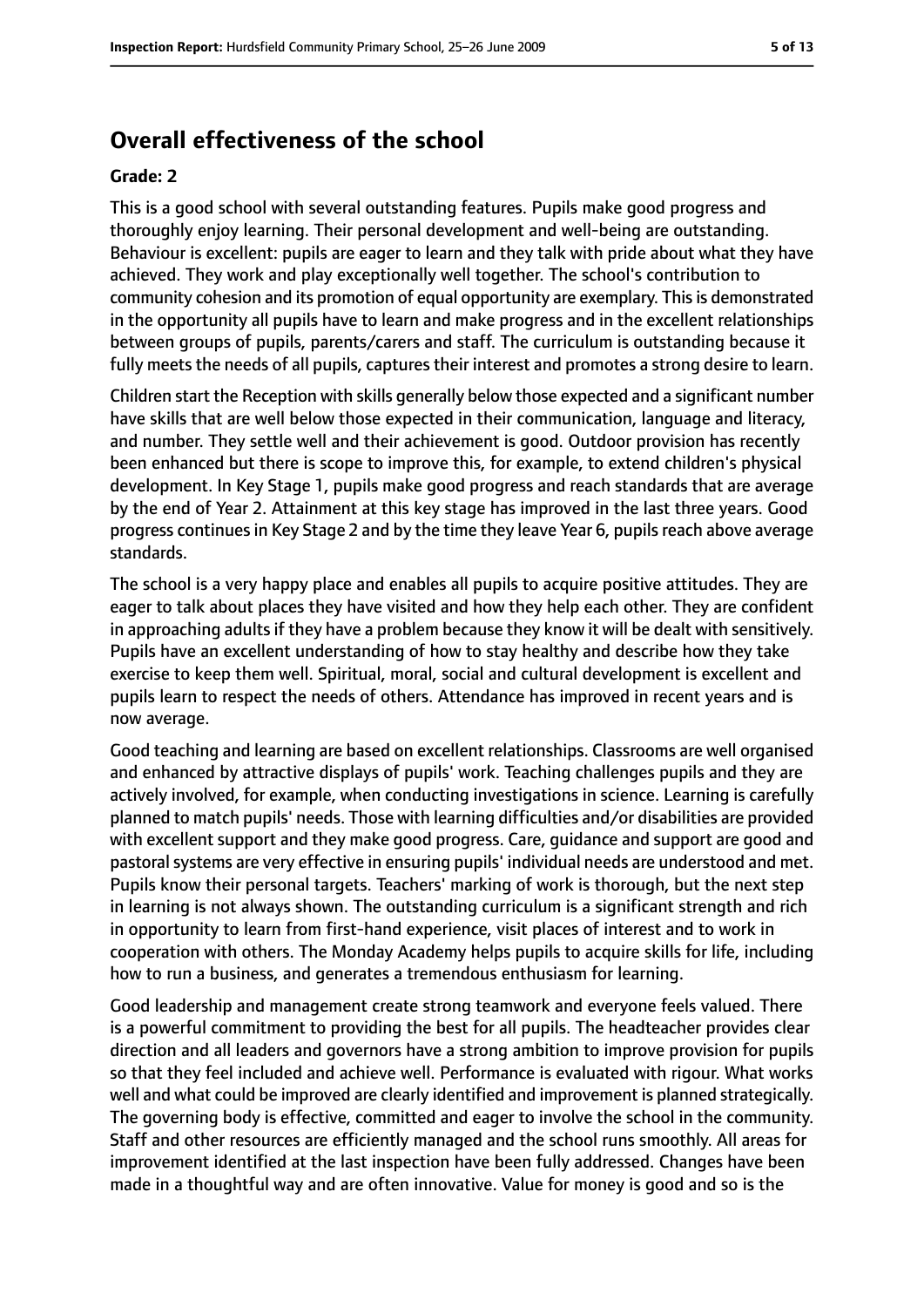# Overall effectiveness of the school

**Grade: 2**

This is a good school with several outstanding features. Pupils make good progress and thoroughly enjoy learning. Their personal development and well-being are outstanding. Behaviour is excellent: pupils are eager to learn and they talk with pride about what they have achieved. They work and play exceptionally well together. The school's contribution to community cohesion and its promotion of equal opportunity are exemplary. This is demonstrated in the opportunity all pupils have to learn and make progress and in the excellent relationships between groups of pupils, parents/carers and staff. The curriculum is outstanding because it fully meets the needs of all pupils, captures their interest and promotes a strong desire to learn.

Children start the Reception with skills generally below those expected and a significant number have skills that are well below those expected in their communication, language and literacy, and number. They settle well and their achievement is good. Outdoor provision has recently been enhanced but there is scope to improve this, for example, to extend children's physical development. In Key Stage 1, pupils make good progress and reach standards that are average by the end of Year 2. Attainment at this key stage has improved in the last three years. Good progress continues in Key Stage 2 and by the time they leave Year 6, pupils reach above average standards.

The school is a very happy place and enables all pupils to acquire positive attitudes. They are eager to talk about places they have visited and how they help each other. They are confident in approaching adults if they have a problem because they know it will be dealt with sensitively. Pupils have an excellent understanding of how to stay healthy and describe how they take exercise to keep them well. Spiritual, moral, social and cultural development is excellent and pupils learn to respect the needs of others. Attendance has improved in recent years and is now average.

Good teaching and learning are based on excellent relationships. Classrooms are well organised and enhanced by attractive displays of pupils' work. Teaching challenges pupils and they are actively involved, for example, when conducting investigations in science. Learning is carefully planned to match pupils' needs. Those with learning difficulties and/or disabilities are provided with excellent support and they make good progress. Care, guidance and support are good and pastoral systems are very effective in ensuring pupils' individual needs are understood and met. Pupils know their personal targets. Teachers' marking of work is thorough, but the next step in learning is not always shown. The outstanding curriculum is a significant strength and rich in opportunity to learn from first-hand experience, visit places of interest and to work in cooperation with others. The Monday Academy helps pupils to acquire skills for life, including how to run a business, and generates a tremendous enthusiasm for learning.

Good leadership and management create strong teamwork and everyone feels valued. There is a powerful commitment to providing the best for all pupils. The headteacher provides clear direction and all leaders and governors have a strong ambition to improve provision for pupils so that they feel included and achieve well. Performance is evaluated with rigour. What works well and what could be improved are clearly identified and improvement is planned strategically. The governing body is effective, committed and eager to involve the school in the community. Staff and other resources are efficiently managed and the school runs smoothly. All areas for improvement identified at the last inspection have been fully addressed. Changes have been made in a thoughtful way and are often innovative. Value for money is good and so is the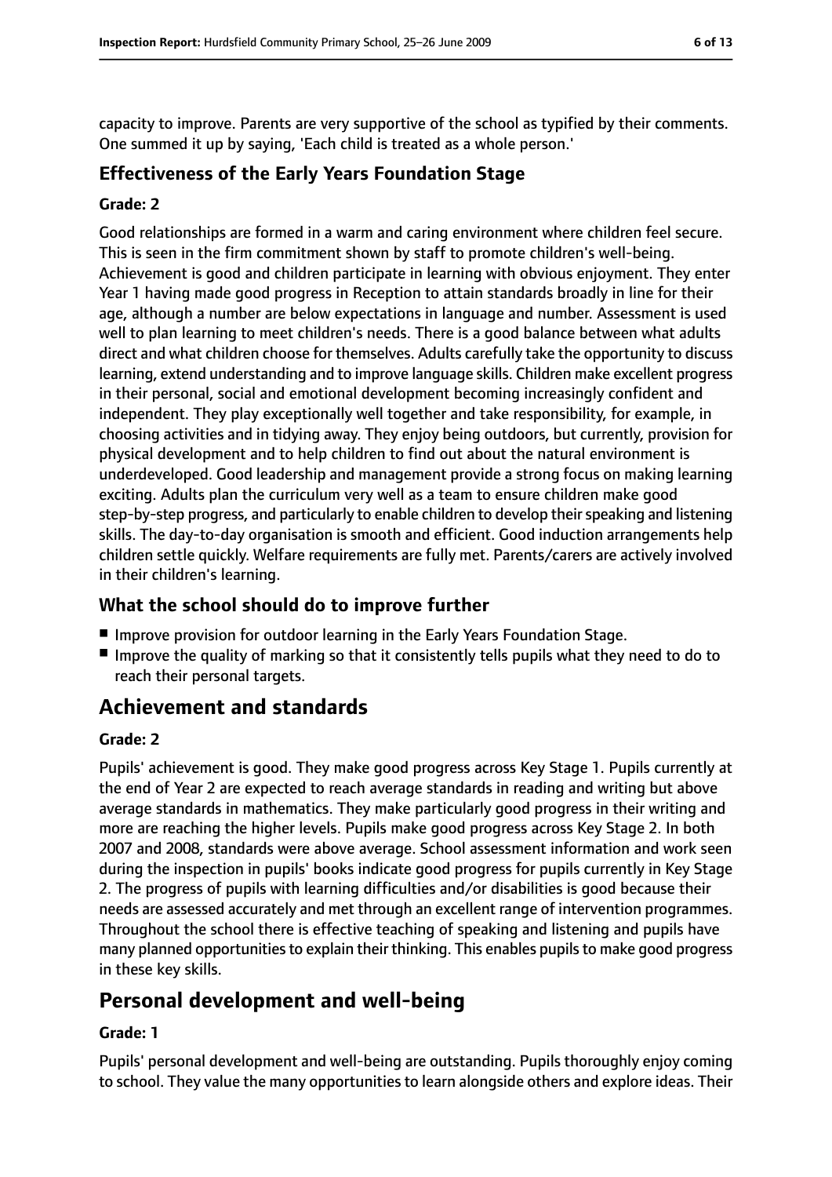capacity to improve. Parents are very supportive of the school as typified by their comments. One summed it up by saying, 'Each child is treated as a whole person.'

### Effectiveness of the Early Years Foundation Stage

**Grade: 2**

Good relationships are formed in a warm and caring environment where children feel secure. This is seen in the firm commitment shown by staff to promote children's well-being. Achievement is good and children participate in learning with obvious enjoyment. They enter Year 1 having made good progress in Reception to attain standards broadly in line for their age, although a number are below expectations in language and number. Assessment is used well to plan learning to meet children's needs. There is a good balance between what adults direct and what children choose for themselves. Adults carefully take the opportunity to discuss learning, extend understanding and to improve language skills. Children make excellent progress in their personal, social and emotional development becoming increasingly confident and independent. They play exceptionally well together and take responsibility, for example, in choosing activities and in tidying away. They enjoy being outdoors, but currently, provision for physical development and to help children to find out about the natural environment is underdeveloped. Good leadership and management provide a strong focus on making learning exciting. Adults plan the curriculum very well as a team to ensure children make good step-by-step progress, and particularly to enable children to develop their speaking and listening skills. The day-to-day organisation is smooth and efficient. Good induction arrangements help children settle quickly. Welfare requirements are fully met. Parents/carers are actively involved in their children's learning.

### What the school should do to improve further

- Improve provision for outdoor learning in the Early Years Foundation Stage.
- Improve the quality of marking so that it consistently tells pupils what they need to do to reach their personal targets.

## Achievement and standards

**Grade: 2**

Pupils' achievement is good. They make good progress across Key Stage 1. Pupils currently at the end of Year 2 are expected to reach average standards in reading and writing but above average standards in mathematics. They make particularly good progress in their writing and more are reaching the higher levels. Pupils make good progress across Key Stage 2. In both 2007 and 2008, standards were above average. School assessment information and work seen during the inspection in pupils' books indicate good progress for pupils currently in Key Stage 2. The progress of pupils with learning difficulties and/or disabilities is good because their needs are assessed accurately and met through an excellent range of intervention programmes. Throughout the school there is effective teaching of speaking and listening and pupils have many planned opportunities to explain their thinking. This enables pupils to make good progress in these key skills.

## Personal development and well-being

**Grade: 1**

Pupils' personal development and well-being are outstanding. Pupils thoroughly enjoy coming to school. They value the many opportunities to learn alongside others and explore ideas. Their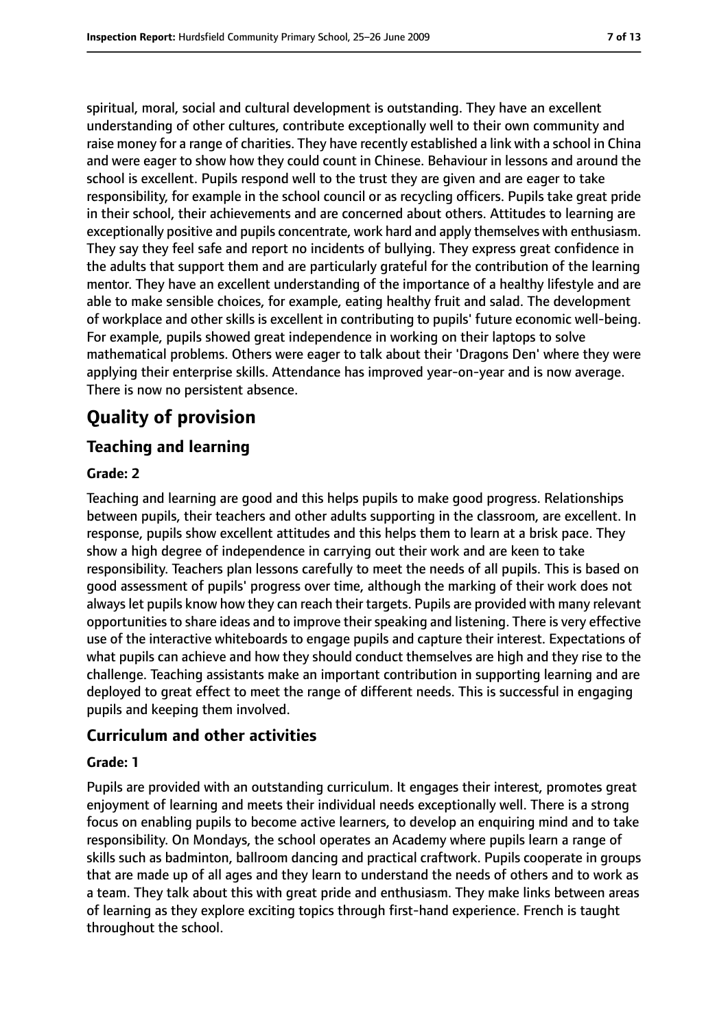spiritual, moral, social and cultural development is outstanding. They have an excellent understanding of other cultures, contribute exceptionally well to their own community and raise money for a range of charities. They have recently established a link with a school in China and were eager to show how they could count in Chinese. Behaviour in lessons and around the school is excellent. Pupils respond well to the trust they are given and are eager to take responsibility, for example in the school council or as recycling officers. Pupils take great pride in their school, their achievements and are concerned about others. Attitudes to learning are exceptionally positive and pupils concentrate, work hard and apply themselves with enthusiasm. They say they feel safe and report no incidents of bullying. They express great confidence in the adults that support them and are particularly grateful for the contribution of the learning mentor. They have an excellent understanding of the importance of a healthy lifestyle and are able to make sensible choices, for example, eating healthy fruit and salad. The development of workplace and other skills is excellent in contributing to pupils' future economic well-being. For example, pupils showed great independence in working on their laptops to solve mathematical problems. Others were eager to talk about their 'Dragons Den' where they were applying their enterprise skills. Attendance has improved year-on-year and is now average. There is now no persistent absence.

# Quality of provision

## Teaching and learning

### Grade: 2

Teaching and learning are good and this helps pupils to make good progress. Relationships between pupils, their teachers and other adults supporting in the classroom, are excellent. In response, pupils show excellent attitudes and this helps them to learn at a brisk pace. They show a high degree of independence in carrying out their work and are keen to take responsibility. Teachers plan lessons carefully to meet the needs of all pupils. This is based on good assessment of pupils' progress over time, although the marking of their work does not always let pupils know how they can reach their targets. Pupils are provided with many relevant opportunities to share ideas and to improve their speaking and listening. There is very effective use of the interactive whiteboards to engage pupils and capture their interest. Expectations of what pupils can achieve and how they should conduct themselves are high and they rise to the challenge. Teaching assistants make an important contribution in supporting learning and are deployed to great effect to meet the range of different needs. This is successful in engaging pupils and keeping them involved.

## Curriculum and other activities

### Grade: 1

Pupils are provided with an outstanding curriculum. It engages their interest, promotes great enjoyment of learning and meets their individual needs exceptionally well. There is a strong focus on enabling pupils to become active learners, to develop an enquiring mind and to take responsibility. On Mondays, the school operates an Academy where pupils learn a range of skills such as badminton, ballroom dancing and practical craftwork. Pupils cooperate in groups that are made up of all ages and they learn to understand the needs of others and to work as a team. They talk about this with great pride and enthusiasm. They make links between areas of learning as they explore exciting topics through first-hand experience. French is taught throughout the school.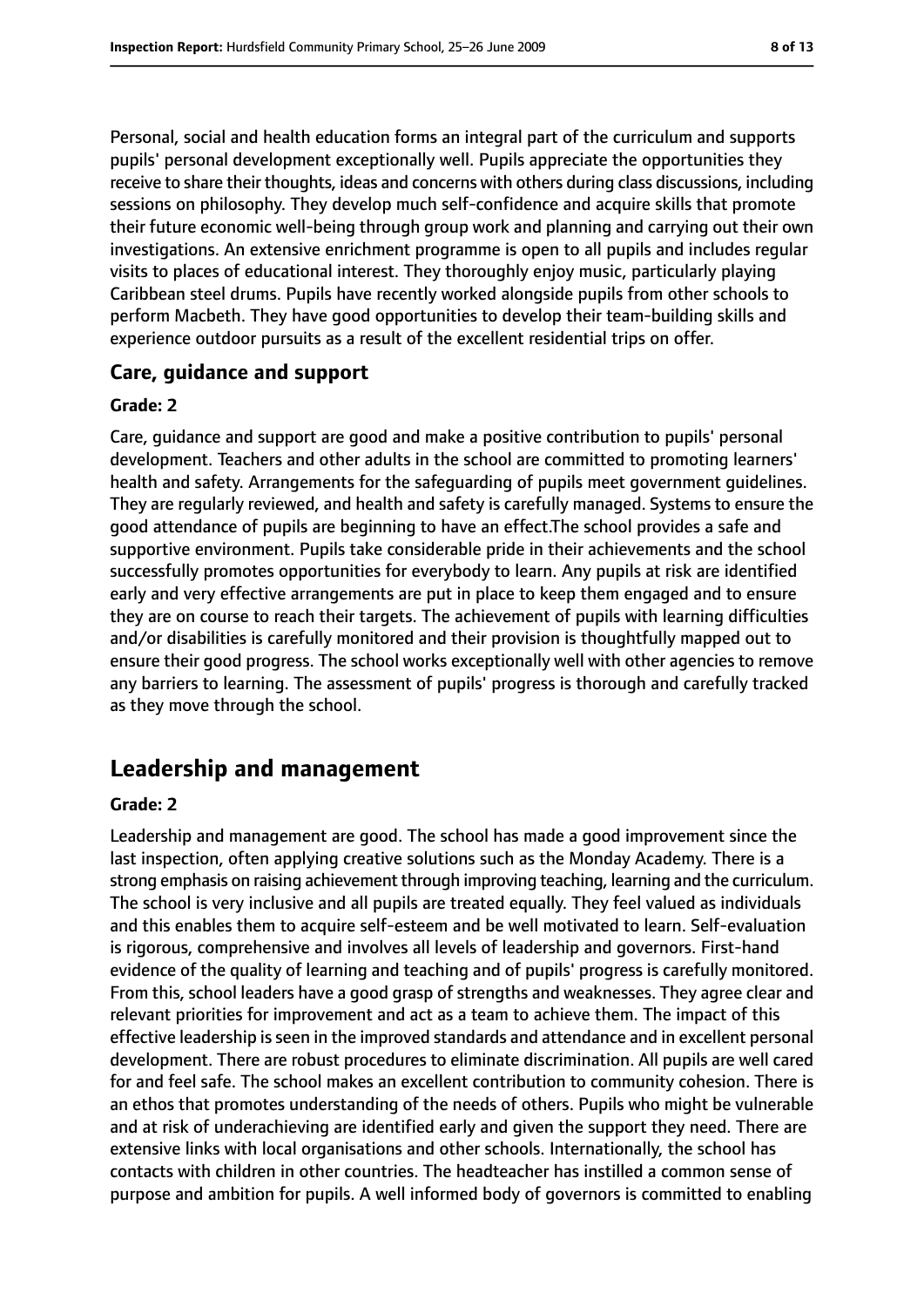Personal, social and health education forms an integral part of the curriculum and supports pupils' personal development exceptionally well. Pupils appreciate the opportunities they receive to share their thoughts, ideas and concerns with others during class discussions, including sessions on philosophy. They develop much self-confidence and acquire skills that promote their future economic well-being through group work and planning and carrying out their own investigations. An extensive enrichment programme is open to all pupils and includes regular visits to places of educational interest. They thoroughly enjoy music, particularly playing Caribbean steel drums. Pupils have recently worked alongside pupils from other schools to perform Macbeth. They have good opportunities to develop their team-building skills and experience outdoor pursuits as a result of the excellent residential trips on offer.

### Care, guidance and support

#### Grade: 2

Care, guidance and support are good and make a positive contribution to pupils' personal development. Teachers and other adults in the school are committed to promoting learners' health and safety. Arrangements for the safeguarding of pupils meet government guidelines. They are regularly reviewed, and health and safety is carefully managed. Systems to ensure the good attendance of pupils are beginning to have an effect.The school provides a safe and supportive environment. Pupils take considerable pride in their achievements and the school successfully promotes opportunities for everybody to learn. Any pupils at risk are identified early and very effective arrangements are put in place to keep them engaged and to ensure they are on course to reach their targets. The achievement of pupils with learning difficulties and/or disabilities is carefully monitored and their provision is thoughtfully mapped out to ensure their good progress. The school works exceptionally well with other agencies to remove any barriers to learning. The assessment of pupils' progress is thorough and carefully tracked as they move through the school.

## Leadership and management

#### Grade: 2

Leadership and management are good. The school has made a good improvement since the last inspection, often applying creative solutions such as the Monday Academy. There is a strong emphasis on raising achievement through improving teaching, learning and the curriculum. The school is very inclusive and all pupils are treated equally. They feel valued as individuals and this enables them to acquire self-esteem and be well motivated to learn. Self-evaluation is rigorous, comprehensive and involves all levels of leadership and governors. First-hand evidence of the quality of learning and teaching and of pupils' progress is carefully monitored. From this, school leaders have a good grasp of strengths and weaknesses. They agree clear and relevant priorities for improvement and act as a team to achieve them. The impact of this effective leadership is seen in the improved standards and attendance and in excellent personal development. There are robust procedures to eliminate discrimination. All pupils are well cared for and feel safe. The school makes an excellent contribution to community cohesion. There is an ethos that promotes understanding of the needs of others. Pupils who might be vulnerable and at risk of underachieving are identified early and given the support they need. There are extensive links with local organisations and other schools. Internationally, the school has contacts with children in other countries. The headteacher has instilled a common sense of purpose and ambition for pupils. A well informed body of governors is committed to enabling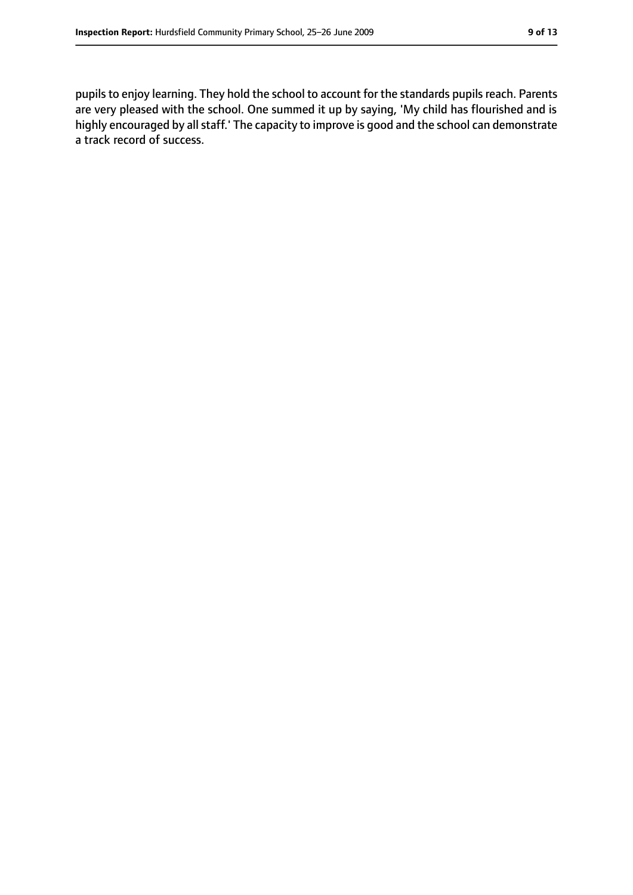pupils to enjoy learning. They hold the school to account for the standards pupils reach. Parents are very pleased with the school. One summed it up by saying, 'My child has flourished and is highly encouraged by all staff.' The capacity to improve is good and the school can demonstrate a track record of success.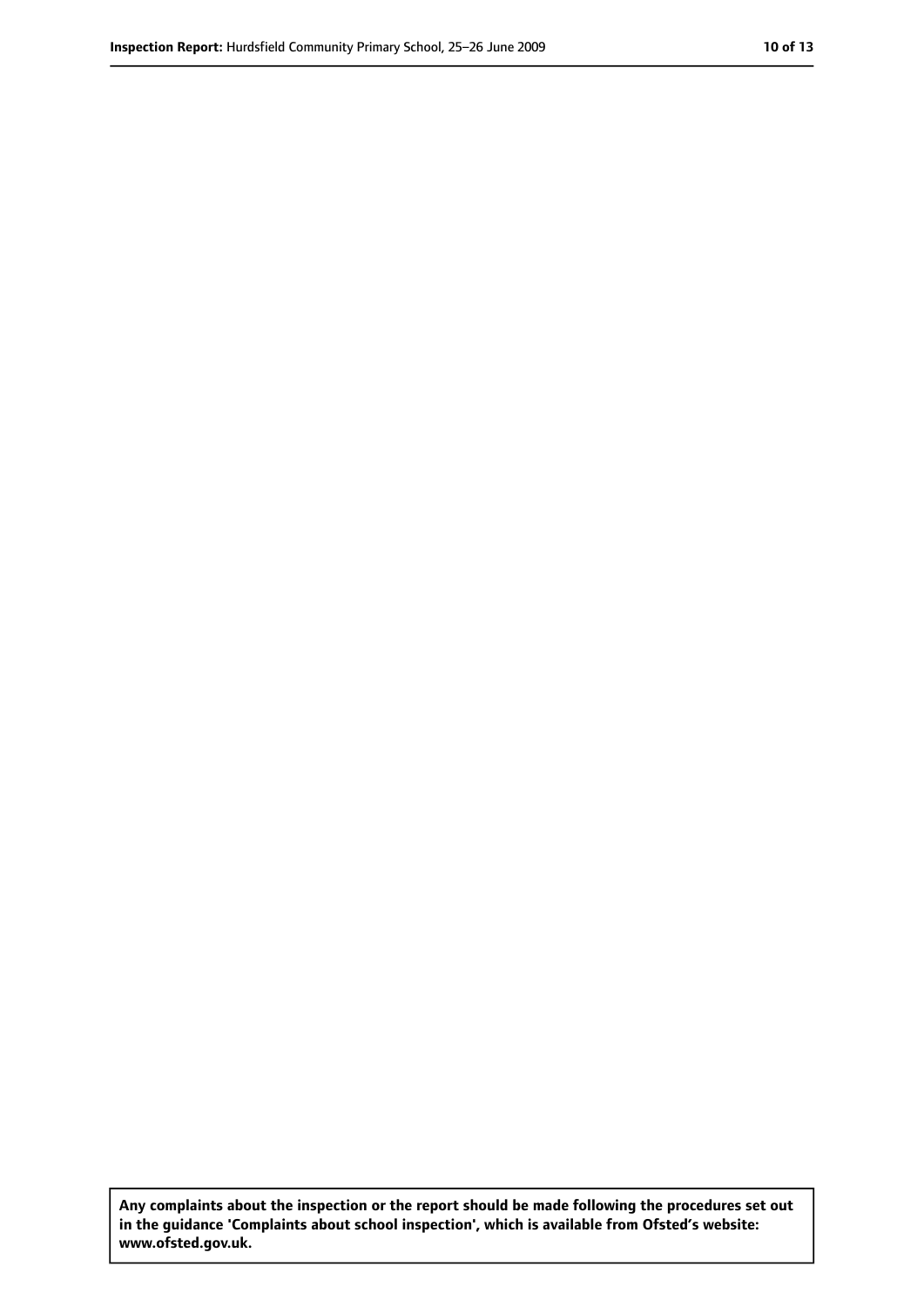**Any complaints about the inspection or the report should be made following the procedures set out in the guidance 'Complaints about school inspection', which is available from Ofsted's website: www.ofsted.gov.uk.**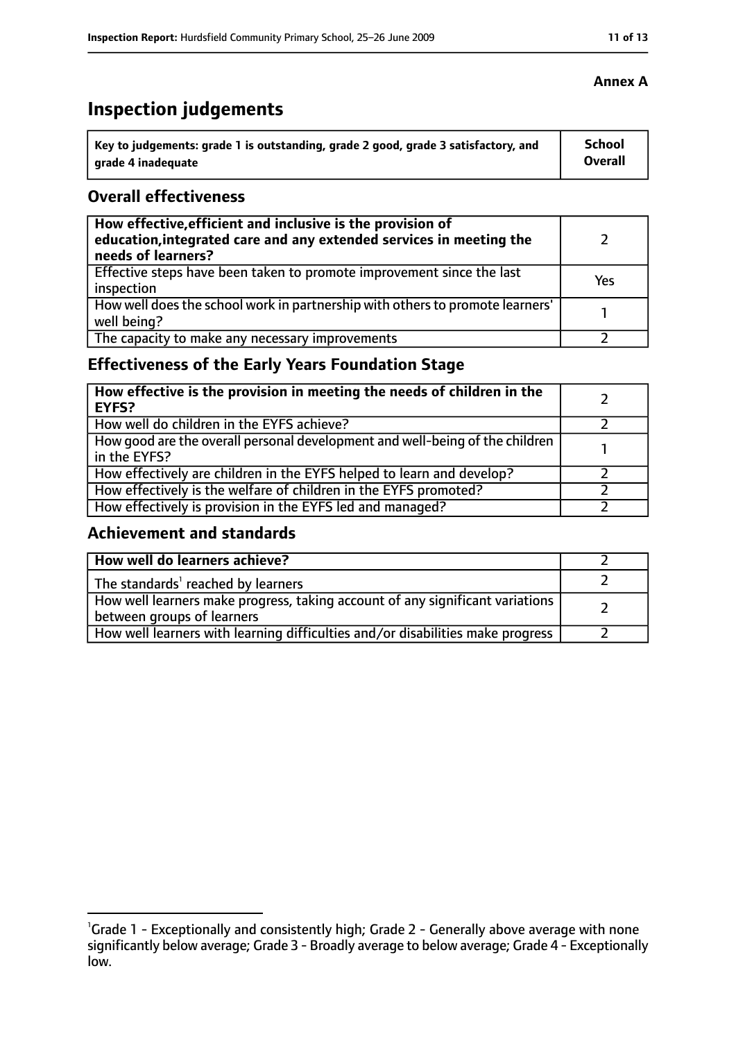**Annex A**

# Inspection judgements

| Key to judgements: grade 1 is outstanding, grade 2 good, grade 3 satisfactory, and grade 4 inadequate | School Overall |
|---|---|

## Overall effectiveness

| | |
|---|---|
| **How effective, efficient and inclusive is the provision of education, integrated care and any extended services in meeting the needs of learners?** | 2 |
| Effective steps have been taken to promote improvement since the last inspection | Yes |
| How well does the school work in partnership with others to promote learners' well being? | 1 |
| The capacity to make any necessary improvements | 2 |

## Effectiveness of the Early Years Foundation Stage

| | |
|---|---|
| **How effective is the provision in meeting the needs of children in the EYFS?** | 2 |
| How well do children in the EYFS achieve? | 2 |
| How good are the overall personal development and well-being of the children in the EYFS? | 1 |
| How effectively are children in the EYFS helped to learn and develop? | 2 |
| How effectively is the welfare of children in the EYFS promoted? | 2 |
| How effectively is provision in the EYFS led and managed? | 2 |

## Achievement and standards

| | |
|---|---|
| **How well do learners achieve?** | 2 |
| The standards[1] reached by learners | 2 |
| How well learners make progress, taking account of any significant variations between groups of learners | 2 |
| How well learners with learning difficulties and/or disabilities make progress | 2 |

[1] Grade 1 - Exceptionally and consistently high; Grade 2 - Generally above average with none significantly below average; Grade 3 - Broadly average to below average; Grade 4 - Exceptionally low.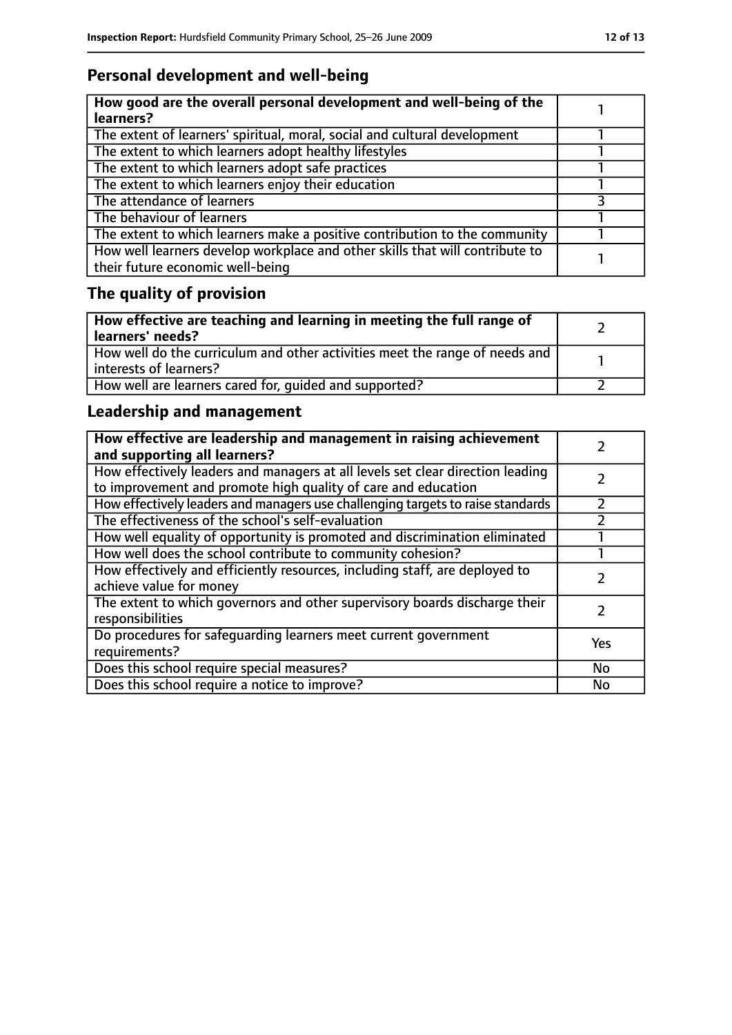## Personal development and well-being

| How good are the overall personal development and well-being of the learners? | 1 |
|---|---|
| The extent of learners' spiritual, moral, social and cultural development | 1 |
| The extent to which learners adopt healthy lifestyles | 1 |
| The extent to which learners adopt safe practices | 1 |
| The extent to which learners enjoy their education | 1 |
| The attendance of learners | 3 |
| The behaviour of learners | 1 |
| The extent to which learners make a positive contribution to the community | 1 |
| How well learners develop workplace and other skills that will contribute to their future economic well-being | 1 |

## The quality of provision

| How effective are teaching and learning in meeting the full range of learners' needs? | 2 |
|---|---|
| How well do the curriculum and other activities meet the range of needs and interests of learners? | 1 |
| How well are learners cared for, guided and supported? | 2 |

## Leadership and management

| How effective are leadership and management in raising achievement and supporting all learners? | 2 |
|---|---|
| How effectively leaders and managers at all levels set clear direction leading to improvement and promote high quality of care and education | 2 |
| How effectively leaders and managers use challenging targets to raise standards | 2 |
| The effectiveness of the school's self-evaluation | 2 |
| How well equality of opportunity is promoted and discrimination eliminated | 1 |
| How well does the school contribute to community cohesion? | 1 |
| How effectively and efficiently resources, including staff, are deployed to achieve value for money | 2 |
| The extent to which governors and other supervisory boards discharge their responsibilities | 2 |
| Do procedures for safeguarding learners meet current government requirements? | Yes |
| Does this school require special measures? | No |
| Does this school require a notice to improve? | No |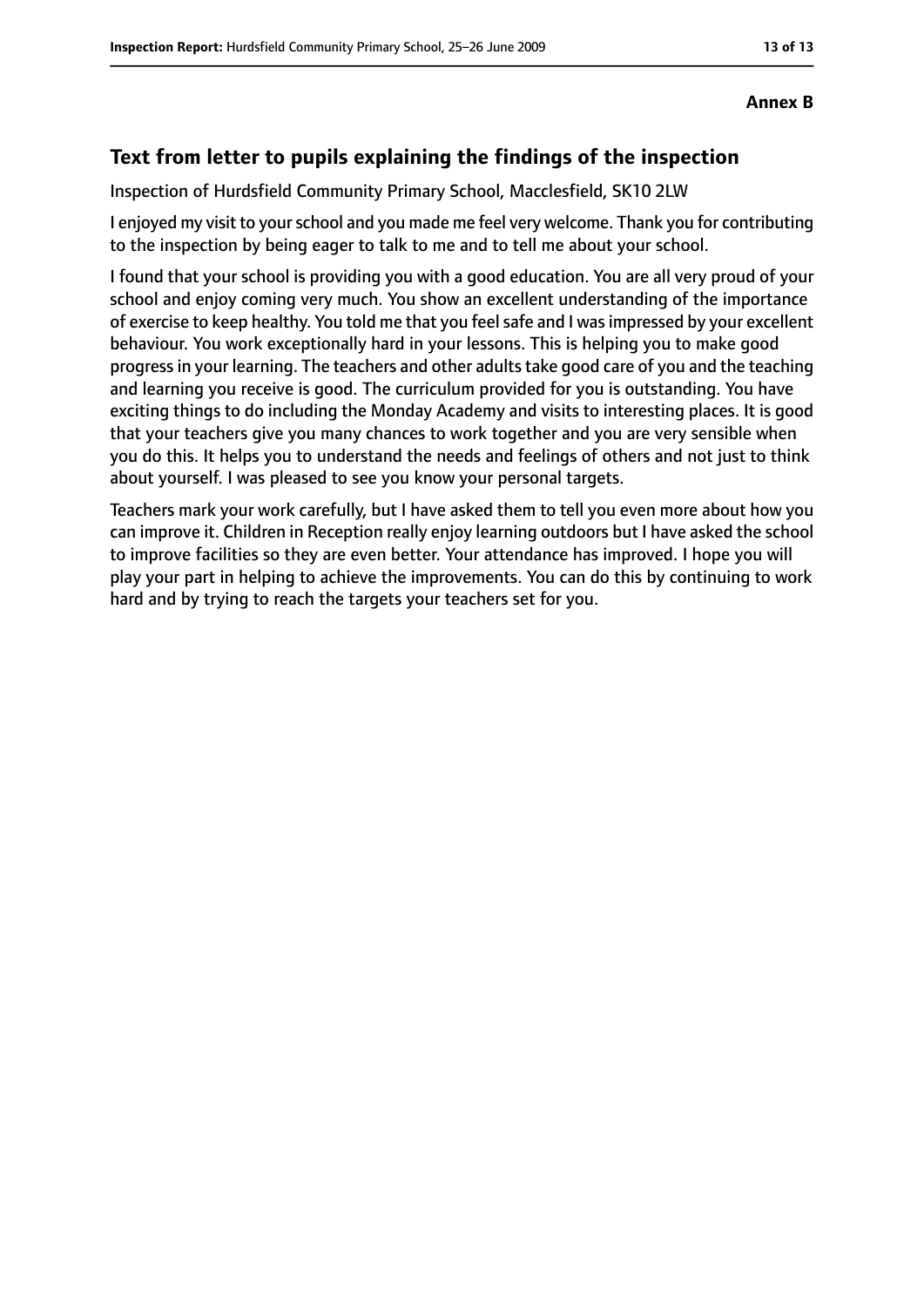**Annex B**

## Text from letter to pupils explaining the findings of the inspection

Inspection of Hurdsfield Community Primary School, Macclesfield, SK10 2LW

I enjoyed my visit to your school and you made me feel very welcome. Thank you for contributing to the inspection by being eager to talk to me and to tell me about your school.

I found that your school is providing you with a good education. You are all very proud of your school and enjoy coming very much. You show an excellent understanding of the importance of exercise to keep healthy. You told me that you feel safe and I was impressed by your excellent behaviour. You work exceptionally hard in your lessons. This is helping you to make good progress in your learning. The teachers and other adults take good care of you and the teaching and learning you receive is good. The curriculum provided for you is outstanding. You have exciting things to do including the Monday Academy and visits to interesting places. It is good that your teachers give you many chances to work together and you are very sensible when you do this. It helps you to understand the needs and feelings of others and not just to think about yourself. I was pleased to see you know your personal targets.

Teachers mark your work carefully, but I have asked them to tell you even more about how you can improve it. Children in Reception really enjoy learning outdoors but I have asked the school to improve facilities so they are even better. Your attendance has improved. I hope you will play your part in helping to achieve the improvements. You can do this by continuing to work hard and by trying to reach the targets your teachers set for you.